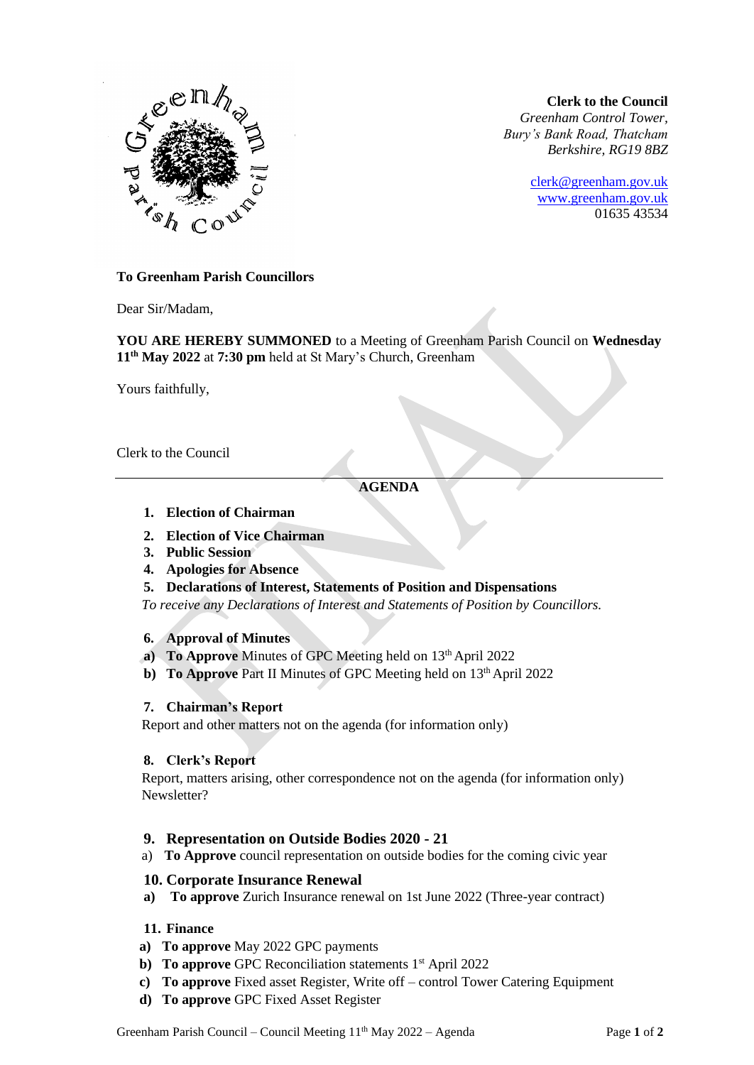**Clerk to the Council**
*Greenham Control Tower,*
*Bury's Bank Road, Thatcham*
*Berkshire, RG19 8BZ*

clerk@greenham.gov.uk
www.greenham.gov.uk
01635 43534

**To Greenham Parish Councillors**

Dear Sir/Madam,

**YOU ARE HEREBY SUMMONED** to a Meeting of Greenham Parish Council on **Wednesday 11th May 2022** at **7:30 pm** held at St Mary's Church, Greenham

Yours faithfully,

Clerk to the Council

---

## AGENDA

1. **Election of Chairman**
2. **Election of Vice Chairman**
3. **Public Session**
4. **Apologies for Absence**
5. **Declarations of Interest, Statements of Position and Dispensations**

*To receive any Declarations of Interest and Statements of Position by Councillors.*

6. **Approval of Minutes**

a) **To Approve** Minutes of GPC Meeting held on 13th April 2022
b) **To Approve** Part II Minutes of GPC Meeting held on 13th April 2022

7. **Chairman's Report**

Report and other matters not on the agenda (for information only)

8. **Clerk's Report**

Report, matters arising, other correspondence not on the agenda (for information only)
Newsletter?

9. **Representation on Outside Bodies 2020 - 21**

a) **To Approve** council representation on outside bodies for the coming civic year

10. **Corporate Insurance Renewal**

a) **To approve** Zurich Insurance renewal on 1st June 2022 (Three-year contract)

11. **Finance**

a) **To approve** May 2022 GPC payments
b) **To approve** GPC Reconciliation statements 1st April 2022
c) **To approve** Fixed asset Register, Write off – control Tower Catering Equipment
d) **To approve** GPC Fixed Asset Register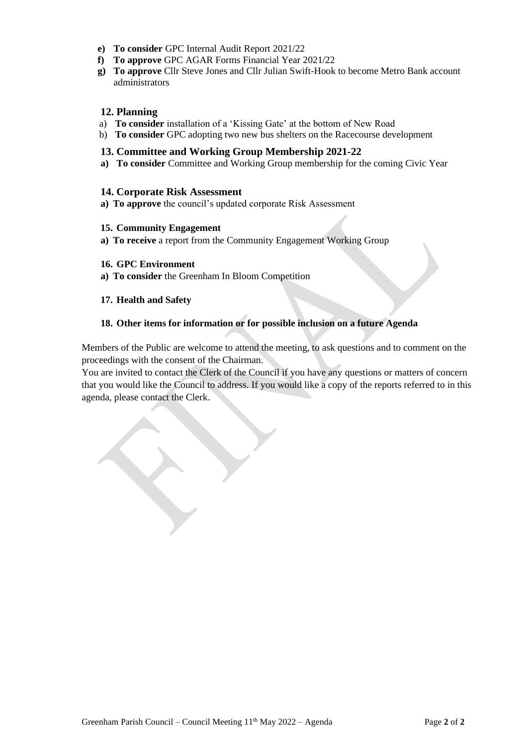- **e) To consider** GPC Internal Audit Report 2021/22
- **f) To approve** GPC AGAR Forms Financial Year 2021/22
- **g) To approve** Cllr Steve Jones and Cllr Julian Swift-Hook to become Metro Bank account administrators

## 12. Planning

a) **To consider** installation of a 'Kissing Gate' at the bottom of New Road
b) **To consider** GPC adopting two new bus shelters on the Racecourse development

## 13. Committee and Working Group Membership 2021-22

**a) To consider** Committee and Working Group membership for the coming Civic Year

## 14. Corporate Risk Assessment

**a) To approve** the council's updated corporate Risk Assessment

**15. Community Engagement**

**a) To receive** a report from the Community Engagement Working Group

**16. GPC Environment**

**a) To consider** the Greenham In Bloom Competition

**17. Health and Safety**

**18. Other items for information or for possible inclusion on a future Agenda**

Members of the Public are welcome to attend the meeting, to ask questions and to comment on the proceedings with the consent of the Chairman.
You are invited to contact the Clerk of the Council if you have any questions or matters of concern that you would like the Council to address. If you would like a copy of the reports referred to in this agenda, please contact the Clerk.